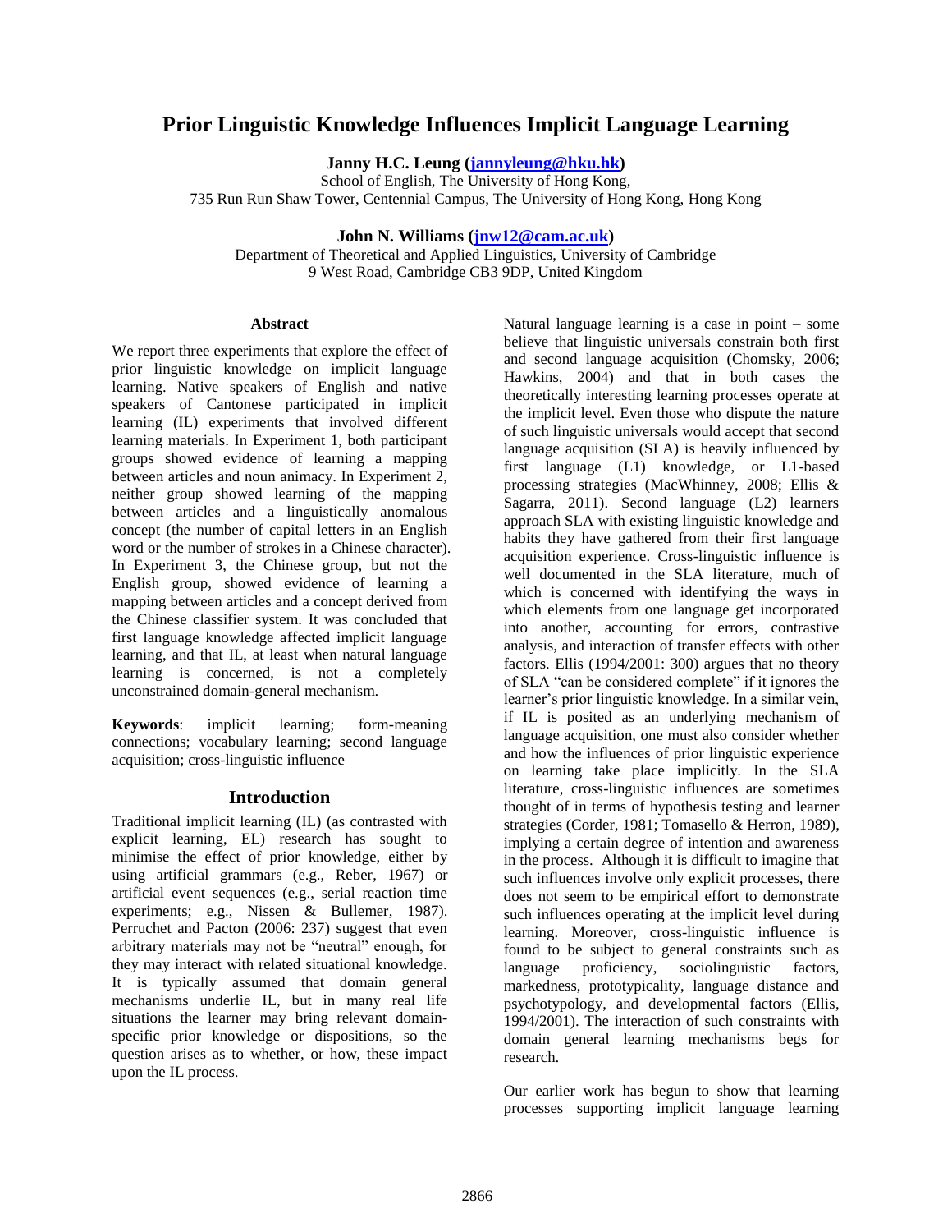# Prior Linguistic Knowledge Influences Implicit Language Learning

**Janny H.C. Leung (jannyleung@hku.hk)**
School of English, The University of Hong Kong,
735 Run Run Shaw Tower, Centennial Campus, The University of Hong Kong, Hong Kong

**John N. Williams (jnw12@cam.ac.uk)**
Department of Theoretical and Applied Linguistics, University of Cambridge
9 West Road, Cambridge CB3 9DP, United Kingdom

## Abstract

We report three experiments that explore the effect of prior linguistic knowledge on implicit language learning. Native speakers of English and native speakers of Cantonese participated in implicit learning (IL) experiments that involved different learning materials. In Experiment 1, both participant groups showed evidence of learning a mapping between articles and noun animacy. In Experiment 2, neither group showed learning of the mapping between articles and a linguistically anomalous concept (the number of capital letters in an English word or the number of strokes in a Chinese character). In Experiment 3, the Chinese group, but not the English group, showed evidence of learning a mapping between articles and a concept derived from the Chinese classifier system. It was concluded that first language knowledge affected implicit language learning, and that IL, at least when natural language learning is concerned, is not a completely unconstrained domain-general mechanism.

**Keywords**: implicit learning; form-meaning connections; vocabulary learning; second language acquisition; cross-linguistic influence

## Introduction

Traditional implicit learning (IL) (as contrasted with explicit learning, EL) research has sought to minimise the effect of prior knowledge, either by using artificial grammars (e.g., Reber, 1967) or artificial event sequences (e.g., serial reaction time experiments; e.g., Nissen & Bullemer, 1987). Perruchet and Pacton (2006: 237) suggest that even arbitrary materials may not be "neutral" enough, for they may interact with related situational knowledge. It is typically assumed that domain general mechanisms underlie IL, but in many real life situations the learner may bring relevant domain-specific prior knowledge or dispositions, so the question arises as to whether, or how, these impact upon the IL process.

Natural language learning is a case in point – some believe that linguistic universals constrain both first and second language acquisition (Chomsky, 2006; Hawkins, 2004) and that in both cases the theoretically interesting learning processes operate at the implicit level. Even those who dispute the nature of such linguistic universals would accept that second language acquisition (SLA) is heavily influenced by first language (L1) knowledge, or L1-based processing strategies (MacWhinney, 2008; Ellis & Sagarra, 2011). Second language (L2) learners approach SLA with existing linguistic knowledge and habits they have gathered from their first language acquisition experience. Cross-linguistic influence is well documented in the SLA literature, much of which is concerned with identifying the ways in which elements from one language get incorporated into another, accounting for errors, contrastive analysis, and interaction of transfer effects with other factors. Ellis (1994/2001: 300) argues that no theory of SLA "can be considered complete" if it ignores the learner's prior linguistic knowledge. In a similar vein, if IL is posited as an underlying mechanism of language acquisition, one must also consider whether and how the influences of prior linguistic experience on learning take place implicitly. In the SLA literature, cross-linguistic influences are sometimes thought of in terms of hypothesis testing and learner strategies (Corder, 1981; Tomasello & Herron, 1989), implying a certain degree of intention and awareness in the process. Although it is difficult to imagine that such influences involve only explicit processes, there does not seem to be empirical effort to demonstrate such influences operating at the implicit level during learning. Moreover, cross-linguistic influence is found to be subject to general constraints such as language proficiency, sociolinguistic factors, markedness, prototypicality, language distance and psychotypology, and developmental factors (Ellis, 1994/2001). The interaction of such constraints with domain general learning mechanisms begs for research.

Our earlier work has begun to show that learning processes supporting implicit language learning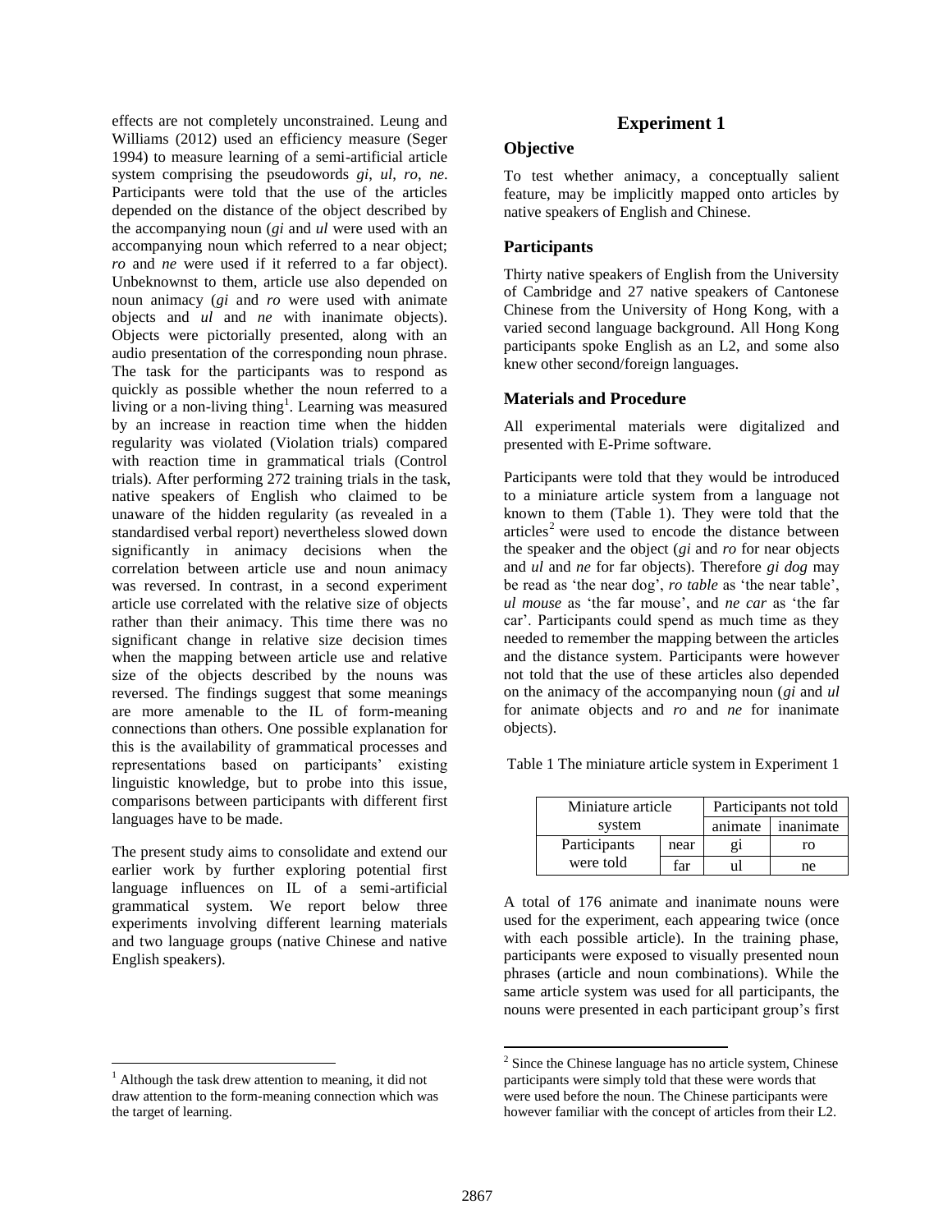effects are not completely unconstrained. Leung and Williams (2012) used an efficiency measure (Seger 1994) to measure learning of a semi-artificial article system comprising the pseudowords *gi*, *ul*, *ro*, *ne*. Participants were told that the use of the articles depended on the distance of the object described by the accompanying noun (*gi* and *ul* were used with an accompanying noun which referred to a near object; *ro* and *ne* were used if it referred to a far object). Unbeknownst to them, article use also depended on noun animacy (*gi* and *ro* were used with animate objects and *ul* and *ne* with inanimate objects). Objects were pictorially presented, along with an audio presentation of the corresponding noun phrase. The task for the participants was to respond as quickly as possible whether the noun referred to a living or a non-living thing[1]. Learning was measured by an increase in reaction time when the hidden regularity was violated (Violation trials) compared with reaction time in grammatical trials (Control trials). After performing 272 training trials in the task, native speakers of English who claimed to be unaware of the hidden regularity (as revealed in a standardised verbal report) nevertheless slowed down significantly in animacy decisions when the correlation between article use and noun animacy was reversed. In contrast, in a second experiment article use correlated with the relative size of objects rather than their animacy. This time there was no significant change in relative size decision times when the mapping between article use and relative size of the objects described by the nouns was reversed. The findings suggest that some meanings are more amenable to the IL of form-meaning connections than others. One possible explanation for this is the availability of grammatical processes and representations based on participants' existing linguistic knowledge, but to probe into this issue, comparisons between participants with different first languages have to be made.

The present study aims to consolidate and extend our earlier work by further exploring potential first language influences on IL of a semi-artificial grammatical system. We report below three experiments involving different learning materials and two language groups (native Chinese and native English speakers).

[1] Although the task drew attention to meaning, it did not draw attention to the form-meaning connection which was the target of learning.

## Experiment 1

### Objective

To test whether animacy, a conceptually salient feature, may be implicitly mapped onto articles by native speakers of English and Chinese.

### Participants

Thirty native speakers of English from the University of Cambridge and 27 native speakers of Cantonese Chinese from the University of Hong Kong, with a varied second language background. All Hong Kong participants spoke English as an L2, and some also knew other second/foreign languages.

### Materials and Procedure

All experimental materials were digitalized and presented with E-Prime software.

Participants were told that they would be introduced to a miniature article system from a language not known to them (Table 1). They were told that the articles[2] were used to encode the distance between the speaker and the object (*gi* and *ro* for near objects and *ul* and *ne* for far objects). Therefore *gi dog* may be read as 'the near dog', *ro table* as 'the near table', *ul mouse* as 'the far mouse', and *ne car* as 'the far car'. Participants could spend as much time as they needed to remember the mapping between the articles and the distance system. Participants were however not told that the use of these articles also depended on the animacy of the accompanying noun (*gi* and *ul* for animate objects and *ro* and *ne* for inanimate objects).

Table 1 The miniature article system in Experiment 1

| Miniature article system | | Participants not told | |
|---|---|---|---|
| | | animate | inanimate |
| Participants were told | near | gi | ro |
| | far | ul | ne |

A total of 176 animate and inanimate nouns were used for the experiment, each appearing twice (once with each possible article). In the training phase, participants were exposed to visually presented noun phrases (article and noun combinations). While the same article system was used for all participants, the nouns were presented in each participant group's first

[2] Since the Chinese language has no article system, Chinese participants were simply told that these were words that were used before the noun. The Chinese participants were however familiar with the concept of articles from their L2.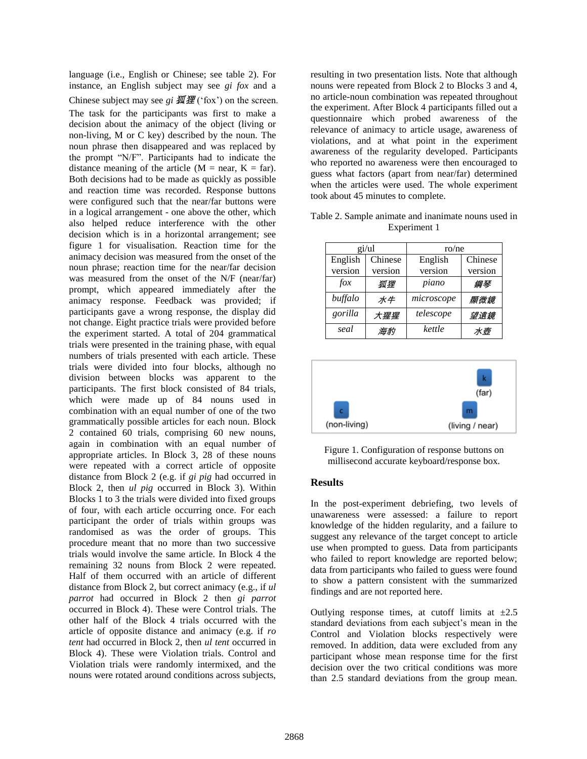language (i.e., English or Chinese; see table 2). For instance, an English subject may see *gi fox* and a Chinese subject may see *gi 狐狸* ('fox') on the screen. The task for the participants was first to make a decision about the animacy of the object (living or non-living, M or C key) described by the noun. The noun phrase then disappeared and was replaced by the prompt "N/F". Participants had to indicate the distance meaning of the article (M = near, K = far). Both decisions had to be made as quickly as possible and reaction time was recorded. Response buttons were configured such that the near/far buttons were in a logical arrangement - one above the other, which also helped reduce interference with the other decision which is in a horizontal arrangement; see figure 1 for visualisation. Reaction time for the animacy decision was measured from the onset of the noun phrase; reaction time for the near/far decision was measured from the onset of the N/F (near/far) prompt, which appeared immediately after the animacy response. Feedback was provided; if participants gave a wrong response, the display did not change. Eight practice trials were provided before the experiment started. A total of 204 grammatical trials were presented in the training phase, with equal numbers of trials presented with each article. These trials were divided into four blocks, although no division between blocks was apparent to the participants. The first block consisted of 84 trials, which were made up of 84 nouns used in combination with an equal number of one of the two grammatically possible articles for each noun. Block 2 contained 60 trials, comprising 60 new nouns, again in combination with an equal number of appropriate articles. In Block 3, 28 of these nouns were repeated with a correct article of opposite distance from Block 2 (e.g. if *gi pig* had occurred in Block 2, then *ul pig* occurred in Block 3). Within Blocks 1 to 3 the trials were divided into fixed groups of four, with each article occurring once. For each participant the order of trials within groups was randomised as was the order of groups. This procedure meant that no more than two successive trials would involve the same article. In Block 4 the remaining 32 nouns from Block 2 were repeated. Half of them occurred with an article of different distance from Block 2, but correct animacy (e.g., if *ul parrot* had occurred in Block 2 then *gi parrot* occurred in Block 4). These were Control trials. The other half of the Block 4 trials occurred with the article of opposite distance and animacy (e.g. if *ro tent* had occurred in Block 2, then *ul tent* occurred in Block 4). These were Violation trials. Control and Violation trials were randomly intermixed, and the nouns were rotated around conditions across subjects, resulting in two presentation lists. Note that although nouns were repeated from Block 2 to Blocks 3 and 4, no article-noun combination was repeated throughout the experiment. After Block 4 participants filled out a questionnaire which probed awareness of the relevance of animacy to article usage, awareness of violations, and at what point in the experiment awareness of the regularity developed. Participants who reported no awareness were then encouraged to guess what factors (apart from near/far) determined when the articles were used. The whole experiment took about 45 minutes to complete.

Table 2. Sample animate and inanimate nouns used in Experiment 1

| gi/ul | | ro/ne | |
|---|---|---|---|
| English version | Chinese version | English version | Chinese version |
| *fox* | *狐狸* | *piano* | *鋼琴* |
| *buffalo* | *水牛* | *microscope* | *顯微鏡* |
| *gorilla* | *大猩猩* | *telescope* | *望遠鏡* |
| *seal* | *海豹* | *kettle* | *水壺* |

Figure 1. Configuration of response buttons on millisecond accurate keyboard/response box.

## Results

In the post-experiment debriefing, two levels of unawareness were assessed: a failure to report knowledge of the hidden regularity, and a failure to suggest any relevance of the target concept to article use when prompted to guess. Data from participants who failed to report knowledge are reported below; data from participants who failed to guess were found to show a pattern consistent with the summarized findings and are not reported here.

Outlying response times, at cutoff limits at ±2.5 standard deviations from each subject's mean in the Control and Violation blocks respectively were removed. In addition, data were excluded from any participant whose mean response time for the first decision over the two critical conditions was more than 2.5 standard deviations from the group mean.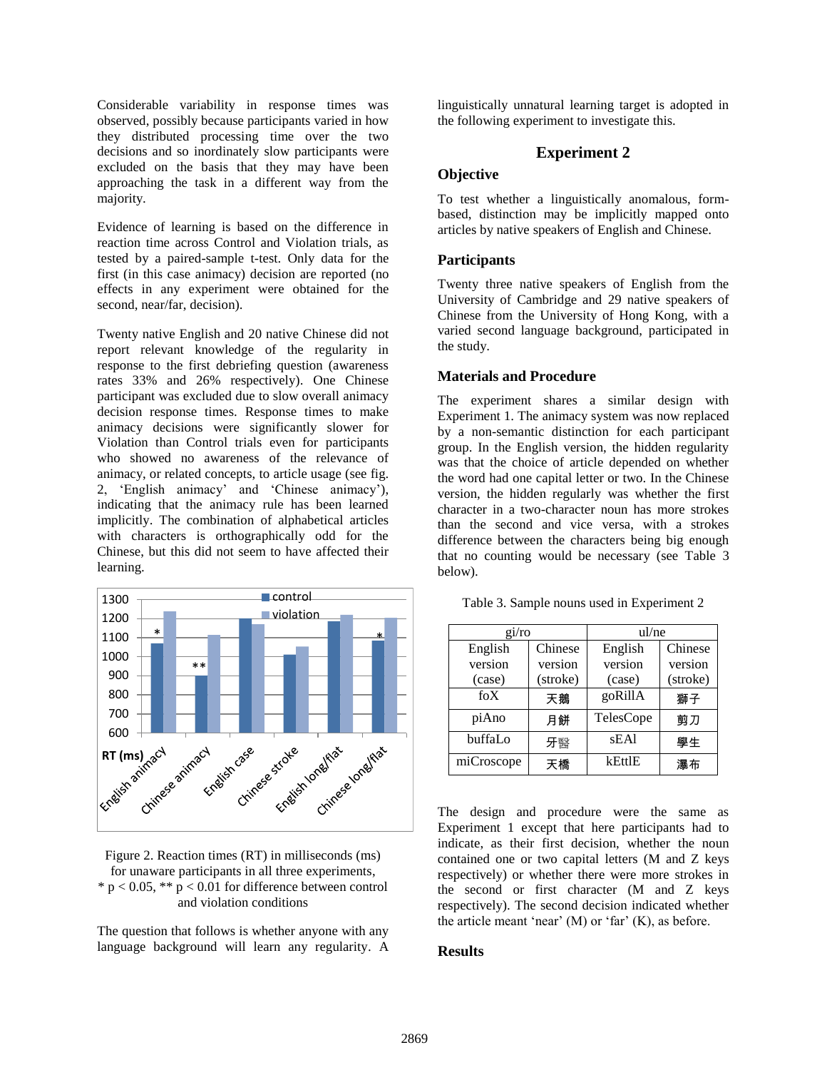Considerable variability in response times was observed, possibly because participants varied in how they distributed processing time over the two decisions and so inordinately slow participants were excluded on the basis that they may have been approaching the task in a different way from the majority.

Evidence of learning is based on the difference in reaction time across Control and Violation trials, as tested by a paired-sample t-test. Only data for the first (in this case animacy) decision are reported (no effects in any experiment were obtained for the second, near/far, decision).

Twenty native English and 20 native Chinese did not report relevant knowledge of the regularity in response to the first debriefing question (awareness rates 33% and 26% respectively). One Chinese participant was excluded due to slow overall animacy decision response times. Response times to make animacy decisions were significantly slower for Violation than Control trials even for participants who showed no awareness of the relevance of animacy, or related concepts, to article usage (see fig. 2, 'English animacy' and 'Chinese animacy'), indicating that the animacy rule has been learned implicitly. The combination of alphabetical articles with characters is orthographically odd for the Chinese, but this did not seem to have affected their learning.

| RT (ms) | control | violation |
|---|---|---|
| English animacy (*) | ~1070 | ~1235 |
| Chinese animacy (**) | ~900 | ~1115 |
| English case | ~1200 | ~1170 |
| Chinese stroke | ~1010 | ~1055 |
| English long/flat | ~1185 | ~1220 |
| Chinese long/flat (*) | ~1085 | ~1205 |

Figure 2. Reaction times (RT) in milliseconds (ms) for unaware participants in all three experiments, * $p < 0.05$, ** $p < 0.01$ for difference between control and violation conditions

The question that follows is whether anyone with any language background will learn any regularity. A linguistically unnatural learning target is adopted in the following experiment to investigate this.

## Experiment 2

### Objective

To test whether a linguistically anomalous, form-based, distinction may be implicitly mapped onto articles by native speakers of English and Chinese.

### Participants

Twenty three native speakers of English from the University of Cambridge and 29 native speakers of Chinese from the University of Hong Kong, with a varied second language background, participated in the study.

### Materials and Procedure

The experiment shares a similar design with Experiment 1. The animacy system was now replaced by a non-semantic distinction for each participant group. In the English version, the hidden regularity was that the choice of article depended on whether the word had one capital letter or two. In the Chinese version, the hidden regularly was whether the first character in a two-character noun has more strokes than the second and vice versa, with a strokes difference between the characters being big enough that no counting would be necessary (see Table 3 below).

Table 3. Sample nouns used in Experiment 2

| gi/ro | | ul/ne | |
|---|---|---|---|
| English version (case) | Chinese version (stroke) | English version (case) | Chinese version (stroke) |
| foX | 天鵝 | goRillA | 獅子 |
| piAno | 月餅 | TelesCope | 剪刀 |
| buffaLo | 牙醫 | sEAl | 學生 |
| miCroscope | 天橋 | kEttlE | 瀑布 |

The design and procedure were the same as Experiment 1 except that here participants had to indicate, as their first decision, whether the noun contained one or two capital letters (M and Z keys respectively) or whether there were more strokes in the second or first character (M and Z keys respectively). The second decision indicated whether the article meant 'near' (M) or 'far' (K), as before.

### Results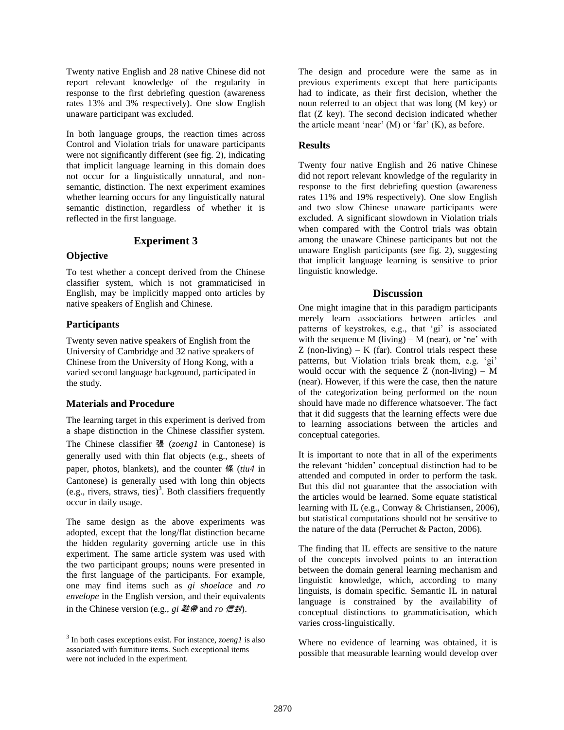Twenty native English and 28 native Chinese did not report relevant knowledge of the regularity in response to the first debriefing question (awareness rates 13% and 3% respectively). One slow English unaware participant was excluded.

In both language groups, the reaction times across Control and Violation trials for unaware participants were not significantly different (see fig. 2), indicating that implicit language learning in this domain does not occur for a linguistically unnatural, and non-semantic, distinction. The next experiment examines whether learning occurs for any linguistically natural semantic distinction, regardless of whether it is reflected in the first language.

## Experiment 3

### Objective

To test whether a concept derived from the Chinese classifier system, which is not grammaticised in English, may be implicitly mapped onto articles by native speakers of English and Chinese.

### Participants

Twenty seven native speakers of English from the University of Cambridge and 32 native speakers of Chinese from the University of Hong Kong, with a varied second language background, participated in the study.

### Materials and Procedure

The learning target in this experiment is derived from a shape distinction in the Chinese classifier system. The Chinese classifier 張 (*zoeng1* in Cantonese) is generally used with thin flat objects (e.g., sheets of paper, photos, blankets), and the counter 條 (*tiu4* in Cantonese) is generally used with long thin objects (e.g., rivers, straws, ties)[3]. Both classifiers frequently occur in daily usage.

The same design as the above experiments was adopted, except that the long/flat distinction became the hidden regularity governing article use in this experiment. The same article system was used with the two participant groups; nouns were presented in the first language of the participants. For example, one may find items such as *gi shoelace* and *ro envelope* in the English version, and their equivalents in the Chinese version (e.g., *gi 鞋帶* and *ro 信封*).

[3] In both cases exceptions exist. For instance, *zoeng1* is also associated with furniture items. Such exceptional items were not included in the experiment.

The design and procedure were the same as in previous experiments except that here participants had to indicate, as their first decision, whether the noun referred to an object that was long (M key) or flat (Z key). The second decision indicated whether the article meant 'near' (M) or 'far' (K), as before.

### Results

Twenty four native English and 26 native Chinese did not report relevant knowledge of the regularity in response to the first debriefing question (awareness rates 11% and 19% respectively). One slow English and two slow Chinese unaware participants were excluded. A significant slowdown in Violation trials when compared with the Control trials was obtain among the unaware Chinese participants but not the unaware English participants (see fig. 2), suggesting that implicit language learning is sensitive to prior linguistic knowledge.

## Discussion

One might imagine that in this paradigm participants merely learn associations between articles and patterns of keystrokes, e.g., that 'gi' is associated with the sequence M (living) – M (near), or 'ne' with Z (non-living) – K (far). Control trials respect these patterns, but Violation trials break them, e.g. 'gi' would occur with the sequence Z (non-living) – M (near). However, if this were the case, then the nature of the categorization being performed on the noun should have made no difference whatsoever. The fact that it did suggests that the learning effects were due to learning associations between the articles and conceptual categories.

It is important to note that in all of the experiments the relevant 'hidden' conceptual distinction had to be attended and computed in order to perform the task. But this did not guarantee that the association with the articles would be learned. Some equate statistical learning with IL (e.g., Conway & Christiansen, 2006), but statistical computations should not be sensitive to the nature of the data (Perruchet & Pacton, 2006).

The finding that IL effects are sensitive to the nature of the concepts involved points to an interaction between the domain general learning mechanism and linguistic knowledge, which, according to many linguists, is domain specific. Semantic IL in natural language is constrained by the availability of conceptual distinctions to grammaticisation, which varies cross-linguistically.

Where no evidence of learning was obtained, it is possible that measurable learning would develop over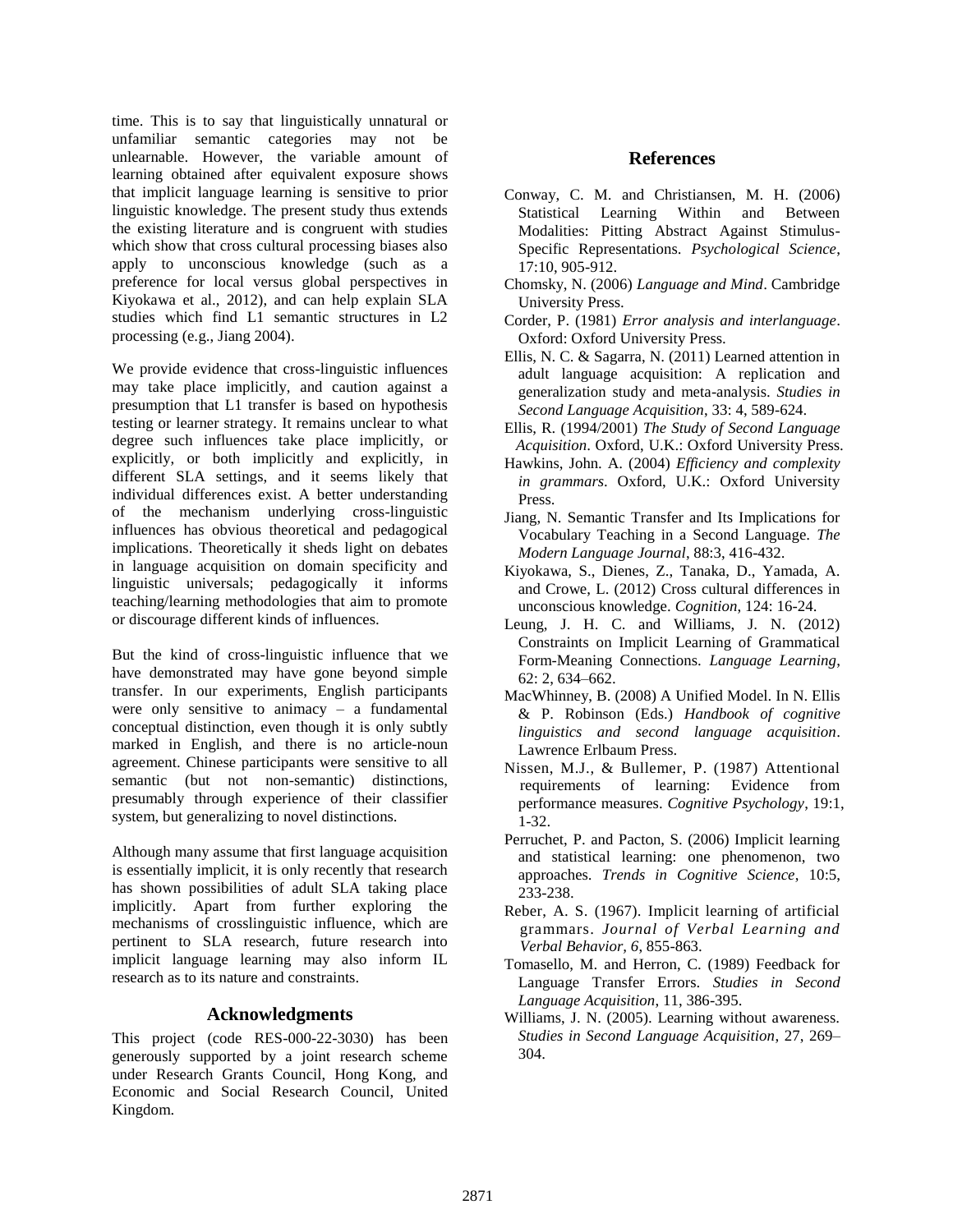time. This is to say that linguistically unnatural or unfamiliar semantic categories may not be unlearnable. However, the variable amount of learning obtained after equivalent exposure shows that implicit language learning is sensitive to prior linguistic knowledge. The present study thus extends the existing literature and is congruent with studies which show that cross cultural processing biases also apply to unconscious knowledge (such as a preference for local versus global perspectives in Kiyokawa et al., 2012), and can help explain SLA studies which find L1 semantic structures in L2 processing (e.g., Jiang 2004).

We provide evidence that cross-linguistic influences may take place implicitly, and caution against a presumption that L1 transfer is based on hypothesis testing or learner strategy. It remains unclear to what degree such influences take place implicitly, or explicitly, or both implicitly and explicitly, in different SLA settings, and it seems likely that individual differences exist. A better understanding of the mechanism underlying cross-linguistic influences has obvious theoretical and pedagogical implications. Theoretically it sheds light on debates in language acquisition on domain specificity and linguistic universals; pedagogically it informs teaching/learning methodologies that aim to promote or discourage different kinds of influences.

But the kind of cross-linguistic influence that we have demonstrated may have gone beyond simple transfer. In our experiments, English participants were only sensitive to animacy – a fundamental conceptual distinction, even though it is only subtly marked in English, and there is no article-noun agreement. Chinese participants were sensitive to all semantic (but not non-semantic) distinctions, presumably through experience of their classifier system, but generalizing to novel distinctions.

Although many assume that first language acquisition is essentially implicit, it is only recently that research has shown possibilities of adult SLA taking place implicitly. Apart from further exploring the mechanisms of crosslinguistic influence, which are pertinent to SLA research, future research into implicit language learning may also inform IL research as to its nature and constraints.

## Acknowledgments

This project (code RES-000-22-3030) has been generously supported by a joint research scheme under Research Grants Council, Hong Kong, and Economic and Social Research Council, United Kingdom.

## References

Conway, C. M. and Christiansen, M. H. (2006) Statistical Learning Within and Between Modalities: Pitting Abstract Against Stimulus-Specific Representations. *Psychological Science*, 17:10, 905-912.

Chomsky, N. (2006) *Language and Mind*. Cambridge University Press.

Corder, P. (1981) *Error analysis and interlanguage*. Oxford: Oxford University Press.

Ellis, N. C. & Sagarra, N. (2011) Learned attention in adult language acquisition: A replication and generalization study and meta-analysis. *Studies in Second Language Acquisition*, 33: 4, 589-624.

Ellis, R. (1994/2001) *The Study of Second Language Acquisition*. Oxford, U.K.: Oxford University Press.

Hawkins, John. A. (2004) *Efficiency and complexity in grammars*. Oxford, U.K.: Oxford University Press.

Jiang, N. Semantic Transfer and Its Implications for Vocabulary Teaching in a Second Language. *The Modern Language Journal*, 88:3, 416-432.

Kiyokawa, S., Dienes, Z., Tanaka, D., Yamada, A. and Crowe, L. (2012) Cross cultural differences in unconscious knowledge. *Cognition*, 124: 16-24.

Leung, J. H. C. and Williams, J. N. (2012) Constraints on Implicit Learning of Grammatical Form-Meaning Connections. *Language Learning*, 62: 2, 634–662.

MacWhinney, B. (2008) A Unified Model. In N. Ellis & P. Robinson (Eds.) *Handbook of cognitive linguistics and second language acquisition*. Lawrence Erlbaum Press.

Nissen, M.J., & Bullemer, P. (1987) Attentional requirements of learning: Evidence from performance measures. *Cognitive Psychology*, 19:1, 1-32.

Perruchet, P. and Pacton, S. (2006) Implicit learning and statistical learning: one phenomenon, two approaches. *Trends in Cognitive Science*, 10:5, 233-238.

Reber, A. S. (1967). Implicit learning of artificial grammars. *Journal of Verbal Learning and Verbal Behavior, 6*, 855-863.

Tomasello, M. and Herron, C. (1989) Feedback for Language Transfer Errors. *Studies in Second Language Acquisition*, 11, 386-395.

Williams, J. N. (2005). Learning without awareness. *Studies in Second Language Acquisition*, 27, 269–304.